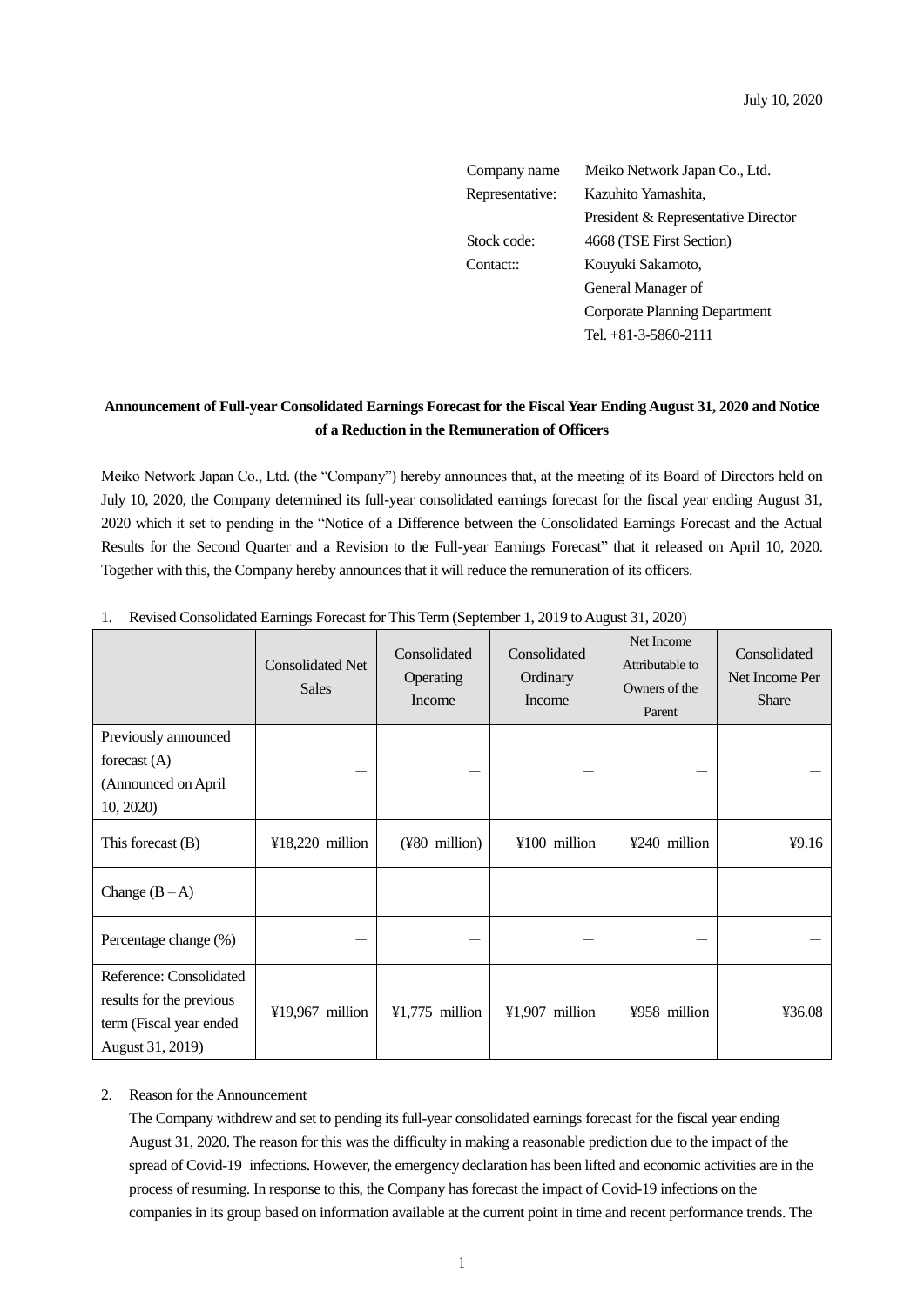July 10, 2020

Company name: Meiko Network Japan Co., Ltd.
Representative: Kazuhito Yamashita, President & Representative Director
Stock code: 4668 (TSE First Section)
Contact:: Kouyuki Sakamoto, General Manager of Corporate Planning Department
Tel. +81-3-5860-2111

**Announcement of Full-year Consolidated Earnings Forecast for the Fiscal Year Ending August 31, 2020 and Notice of a Reduction in the Remuneration of Officers**

Meiko Network Japan Co., Ltd. (the "Company") hereby announces that, at the meeting of its Board of Directors held on July 10, 2020, the Company determined its full-year consolidated earnings forecast for the fiscal year ending August 31, 2020 which it set to pending in the "Notice of a Difference between the Consolidated Earnings Forecast and the Actual Results for the Second Quarter and a Revision to the Full-year Earnings Forecast" that it released on April 10, 2020. Together with this, the Company hereby announces that it will reduce the remuneration of its officers.

1. Revised Consolidated Earnings Forecast for This Term (September 1, 2019 to August 31, 2020)

| | Consolidated Net Sales | Consolidated Operating Income | Consolidated Ordinary Income | Net Income Attributable to Owners of the Parent | Consolidated Net Income Per Share |
|---|---|---|---|---|---|
| Previously announced forecast (A) (Announced on April 10, 2020) | — | — | — | — | — |
| This forecast (B) | ¥18,220 million | (¥80 million) | ¥100 million | ¥240 million | ¥9.16 |
| Change (B – A) | — | — | — | — | — |
| Percentage change (%) | — | — | — | — | — |
| Reference: Consolidated results for the previous term (Fiscal year ended August 31, 2019) | ¥19,967 million | ¥1,775 million | ¥1,907 million | ¥958 million | ¥36.08 |

2. Reason for the Announcement

The Company withdrew and set to pending its full-year consolidated earnings forecast for the fiscal year ending August 31, 2020. The reason for this was the difficulty in making a reasonable prediction due to the impact of the spread of Covid-19 infections. However, the emergency declaration has been lifted and economic activities are in the process of resuming. In response to this, the Company has forecast the impact of Covid-19 infections on the companies in its group based on information available at the current point in time and recent performance trends. The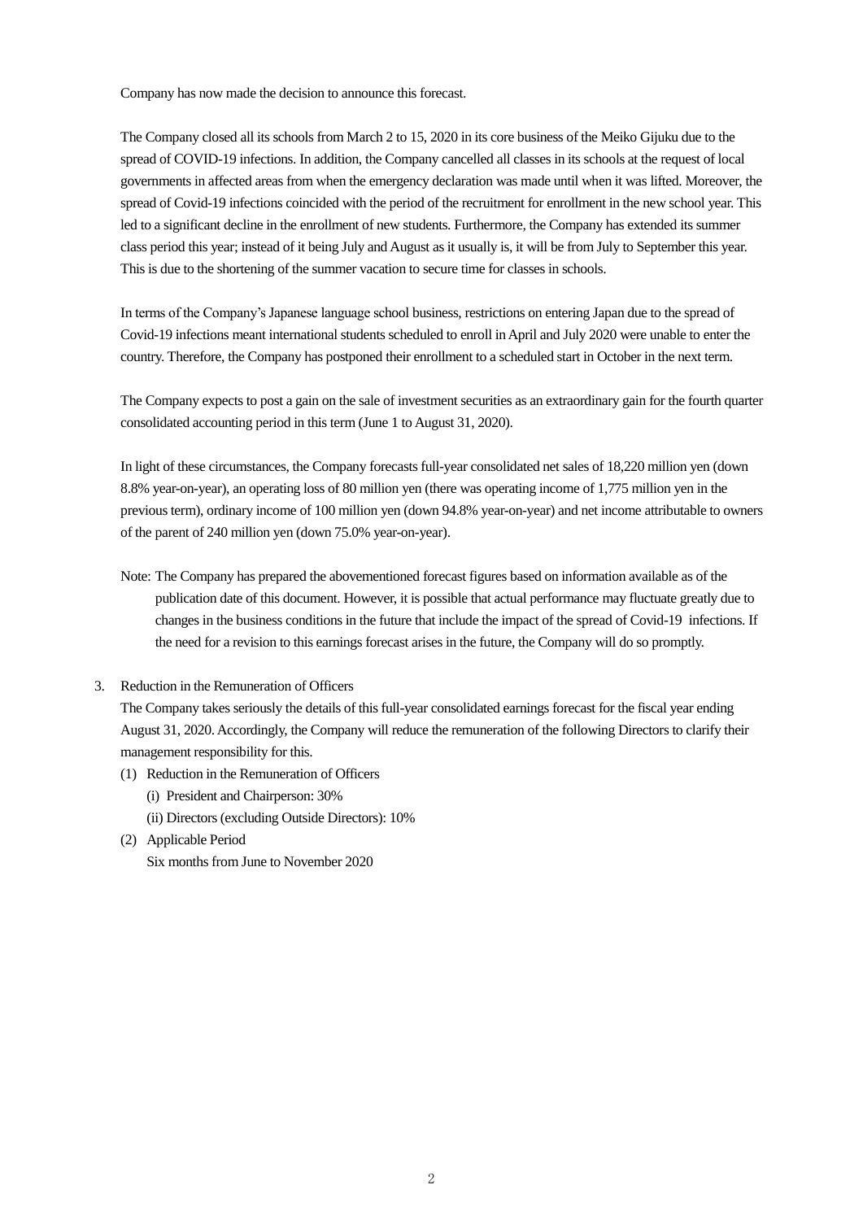Company has now made the decision to announce this forecast.

The Company closed all its schools from March 2 to 15, 2020 in its core business of the Meiko Gijuku due to the spread of COVID-19 infections. In addition, the Company cancelled all classes in its schools at the request of local governments in affected areas from when the emergency declaration was made until when it was lifted. Moreover, the spread of Covid-19 infections coincided with the period of the recruitment for enrollment in the new school year. This led to a significant decline in the enrollment of new students. Furthermore, the Company has extended its summer class period this year; instead of it being July and August as it usually is, it will be from July to September this year. This is due to the shortening of the summer vacation to secure time for classes in schools.

In terms of the Company's Japanese language school business, restrictions on entering Japan due to the spread of Covid-19 infections meant international students scheduled to enroll in April and July 2020 were unable to enter the country. Therefore, the Company has postponed their enrollment to a scheduled start in October in the next term.

The Company expects to post a gain on the sale of investment securities as an extraordinary gain for the fourth quarter consolidated accounting period in this term (June 1 to August 31, 2020).

In light of these circumstances, the Company forecasts full-year consolidated net sales of 18,220 million yen (down 8.8% year-on-year), an operating loss of 80 million yen (there was operating income of 1,775 million yen in the previous term), ordinary income of 100 million yen (down 94.8% year-on-year) and net income attributable to owners of the parent of 240 million yen (down 75.0% year-on-year).

Note: The Company has prepared the abovementioned forecast figures based on information available as of the publication date of this document. However, it is possible that actual performance may fluctuate greatly due to changes in the business conditions in the future that include the impact of the spread of Covid-19 infections. If the need for a revision to this earnings forecast arises in the future, the Company will do so promptly.

3. Reduction in the Remuneration of Officers

The Company takes seriously the details of this full-year consolidated earnings forecast for the fiscal year ending August 31, 2020. Accordingly, the Company will reduce the remuneration of the following Directors to clarify their management responsibility for this.

(1) Reduction in the Remuneration of Officers

(i) President and Chairperson: 30%

(ii) Directors (excluding Outside Directors): 10%

(2) Applicable Period

Six months from June to November 2020